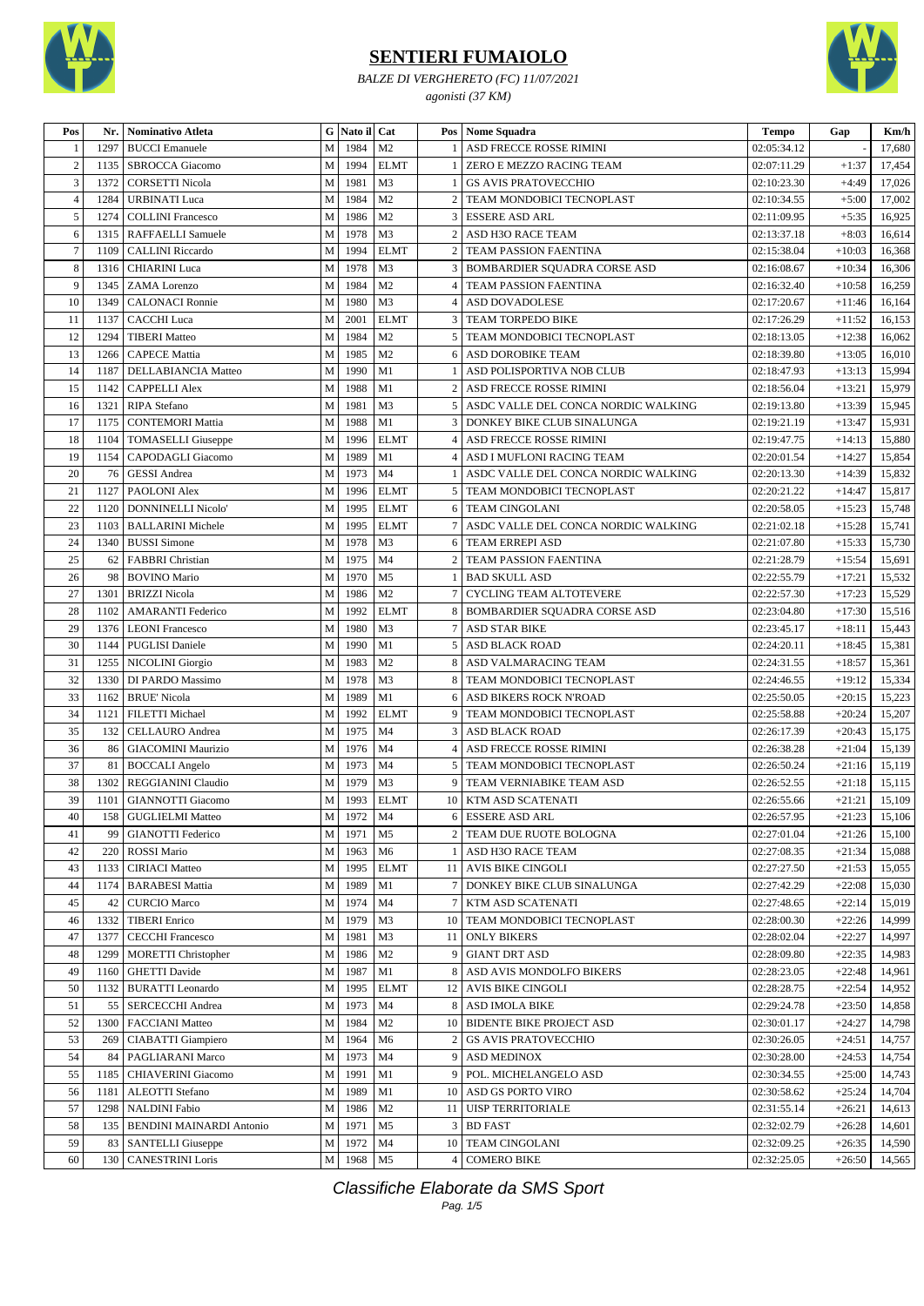# SENTIERI FUMAIOLO

*BALZE DI VERGHERETO (FC) 11/07/2021*

*agonisti (37 KM)*

| Pos | Nr. | Nominativo Atleta | G | Nato il | Cat | Pos | Nome Squadra | Tempo | Gap | Km/h |
|---|---|---|---|---|---|---|---|---|---|---|
| 1 | 1297 | BUCCI Emanuele | M | 1984 | M2 | 1 | ASD FRECCE ROSSE RIMINI | 02:05:34.12 | - | 17,680 |
| 2 | 1135 | SBROCCA Giacomo | M | 1994 | ELMT | 1 | ZERO E MEZZO RACING TEAM | 02:07:11.29 | +1:37 | 17,454 |
| 3 | 1372 | CORSETTI Nicola | M | 1981 | M3 | 1 | GS AVIS PRATOVECCHIO | 02:10:23.30 | +4:49 | 17,026 |
| 4 | 1284 | URBINATI Luca | M | 1984 | M2 | 2 | TEAM MONDOBICI TECNOPLAST | 02:10:34.55 | +5:00 | 17,002 |
| 5 | 1274 | COLLINI Francesco | M | 1986 | M2 | 3 | ESSERE ASD ARL | 02:11:09.95 | +5:35 | 16,925 |
| 6 | 1315 | RAFFAELLI Samuele | M | 1978 | M3 | 2 | ASD H3O RACE TEAM | 02:13:37.18 | +8:03 | 16,614 |
| 7 | 1109 | CALLINI Riccardo | M | 1994 | ELMT | 2 | TEAM PASSION FAENTINA | 02:15:38.04 | +10:03 | 16,368 |
| 8 | 1316 | CHIARINI Luca | M | 1978 | M3 | 3 | BOMBARDIER SQUADRA CORSE ASD | 02:16:08.67 | +10:34 | 16,306 |
| 9 | 1345 | ZAMA Lorenzo | M | 1984 | M2 | 4 | TEAM PASSION FAENTINA | 02:16:32.40 | +10:58 | 16,259 |
| 10 | 1349 | CALONACI Ronnie | M | 1980 | M3 | 4 | ASD DOVADOLESE | 02:17:20.67 | +11:46 | 16,164 |
| 11 | 1137 | CACCHI Luca | M | 2001 | ELMT | 3 | TEAM TORPEDO BIKE | 02:17:26.29 | +11:52 | 16,153 |
| 12 | 1294 | TIBERI Matteo | M | 1984 | M2 | 5 | TEAM MONDOBICI TECNOPLAST | 02:18:13.05 | +12:38 | 16,062 |
| 13 | 1266 | CAPECE Mattia | M | 1985 | M2 | 6 | ASD DOROBIKE TEAM | 02:18:39.80 | +13:05 | 16,010 |
| 14 | 1187 | DELLABIANCIA Matteo | M | 1990 | M1 | 1 | ASD POLISPORTIVA NOB CLUB | 02:18:47.93 | +13:13 | 15,994 |
| 15 | 1142 | CAPPELLI Alex | M | 1988 | M1 | 2 | ASD FRECCE ROSSE RIMINI | 02:18:56.04 | +13:21 | 15,979 |
| 16 | 1321 | RIPA Stefano | M | 1981 | M3 | 5 | ASDC VALLE DEL CONCA NORDIC WALKING | 02:19:13.80 | +13:39 | 15,945 |
| 17 | 1175 | CONTEMORI Mattia | M | 1988 | M1 | 3 | DONKEY BIKE CLUB SINALUNGA | 02:19:21.19 | +13:47 | 15,931 |
| 18 | 1104 | TOMASELLI Giuseppe | M | 1996 | ELMT | 4 | ASD FRECCE ROSSE RIMINI | 02:19:47.75 | +14:13 | 15,880 |
| 19 | 1154 | CAPODAGLI Giacomo | M | 1989 | M1 | 4 | ASD I MUFLONI RACING TEAM | 02:20:01.54 | +14:27 | 15,854 |
| 20 | 76 | GESSI Andrea | M | 1973 | M4 | 1 | ASDC VALLE DEL CONCA NORDIC WALKING | 02:20:13.30 | +14:39 | 15,832 |
| 21 | 1127 | PAOLONI Alex | M | 1996 | ELMT | 5 | TEAM MONDOBICI TECNOPLAST | 02:20:21.22 | +14:47 | 15,817 |
| 22 | 1120 | DONNINELLI Nicolo' | M | 1995 | ELMT | 6 | TEAM CINGOLANI | 02:20:58.05 | +15:23 | 15,748 |
| 23 | 1103 | BALLARINI Michele | M | 1995 | ELMT | 7 | ASDC VALLE DEL CONCA NORDIC WALKING | 02:21:02.18 | +15:28 | 15,741 |
| 24 | 1340 | BUSSI Simone | M | 1978 | M3 | 6 | TEAM ERREPI ASD | 02:21:07.80 | +15:33 | 15,730 |
| 25 | 62 | FABBRI Christian | M | 1975 | M4 | 2 | TEAM PASSION FAENTINA | 02:21:28.79 | +15:54 | 15,691 |
| 26 | 98 | BOVINO Mario | M | 1970 | M5 | 1 | BAD SKULL ASD | 02:22:55.79 | +17:21 | 15,532 |
| 27 | 1301 | BRIZZI Nicola | M | 1986 | M2 | 7 | CYCLING TEAM ALTOTEVERE | 02:22:57.30 | +17:23 | 15,529 |
| 28 | 1102 | AMARANTI Federico | M | 1992 | ELMT | 8 | BOMBARDIER SQUADRA CORSE ASD | 02:23:04.80 | +17:30 | 15,516 |
| 29 | 1376 | LEONI Francesco | M | 1980 | M3 | 7 | ASD STAR BIKE | 02:23:45.17 | +18:11 | 15,443 |
| 30 | 1144 | PUGLISI Daniele | M | 1990 | M1 | 5 | ASD BLACK ROAD | 02:24:20.11 | +18:45 | 15,381 |
| 31 | 1255 | NICOLINI Giorgio | M | 1983 | M2 | 8 | ASD VALMARACING TEAM | 02:24:31.55 | +18:57 | 15,361 |
| 32 | 1330 | DI PARDO Massimo | M | 1978 | M3 | 8 | TEAM MONDOBICI TECNOPLAST | 02:24:46.55 | +19:12 | 15,334 |
| 33 | 1162 | BRUE' Nicola | M | 1989 | M1 | 6 | ASD BIKERS ROCK N'ROAD | 02:25:50.05 | +20:15 | 15,223 |
| 34 | 1121 | FILETTI Michael | M | 1992 | ELMT | 9 | TEAM MONDOBICI TECNOPLAST | 02:25:58.88 | +20:24 | 15,207 |
| 35 | 132 | CELLAURO Andrea | M | 1975 | M4 | 3 | ASD BLACK ROAD | 02:26:17.39 | +20:43 | 15,175 |
| 36 | 86 | GIACOMINI Maurizio | M | 1976 | M4 | 4 | ASD FRECCE ROSSE RIMINI | 02:26:38.28 | +21:04 | 15,139 |
| 37 | 81 | BOCCALI Angelo | M | 1973 | M4 | 5 | TEAM MONDOBICI TECNOPLAST | 02:26:50.24 | +21:16 | 15,119 |
| 38 | 1302 | REGGIANINI Claudio | M | 1979 | M3 | 9 | TEAM VERNIABIKE TEAM ASD | 02:26:52.55 | +21:18 | 15,115 |
| 39 | 1101 | GIANNOTTI Giacomo | M | 1993 | ELMT | 10 | KTM ASD SCATENATI | 02:26:55.66 | +21:21 | 15,109 |
| 40 | 158 | GUGLIELMI Matteo | M | 1972 | M4 | 6 | ESSERE ASD ARL | 02:26:57.95 | +21:23 | 15,106 |
| 41 | 99 | GIANOTTI Federico | M | 1971 | M5 | 2 | TEAM DUE RUOTE BOLOGNA | 02:27:01.04 | +21:26 | 15,100 |
| 42 | 220 | ROSSI Mario | M | 1963 | M6 | 1 | ASD H3O RACE TEAM | 02:27:08.35 | +21:34 | 15,088 |
| 43 | 1133 | CIRIACI Matteo | M | 1995 | ELMT | 11 | AVIS BIKE CINGOLI | 02:27:27.50 | +21:53 | 15,055 |
| 44 | 1174 | BARABESI Mattia | M | 1989 | M1 | 7 | DONKEY BIKE CLUB SINALUNGA | 02:27:42.29 | +22:08 | 15,030 |
| 45 | 42 | CURCIO Marco | M | 1974 | M4 | 7 | KTM ASD SCATENATI | 02:27:48.65 | +22:14 | 15,019 |
| 46 | 1332 | TIBERI Enrico | M | 1979 | M3 | 10 | TEAM MONDOBICI TECNOPLAST | 02:28:00.30 | +22:26 | 14,999 |
| 47 | 1377 | CECCHI Francesco | M | 1981 | M3 | 11 | ONLY BIKERS | 02:28:02.04 | +22:27 | 14,997 |
| 48 | 1299 | MORETTI Christopher | M | 1986 | M2 | 9 | GIANT DRT ASD | 02:28:09.80 | +22:35 | 14,983 |
| 49 | 1160 | GHETTI Davide | M | 1987 | M1 | 8 | ASD AVIS MONDOLFO BIKERS | 02:28:23.05 | +22:48 | 14,961 |
| 50 | 1132 | BURATTI Leonardo | M | 1995 | ELMT | 12 | AVIS BIKE CINGOLI | 02:28:28.75 | +22:54 | 14,952 |
| 51 | 55 | SERCECCHI Andrea | M | 1973 | M4 | 8 | ASD IMOLA BIKE | 02:29:24.78 | +23:50 | 14,858 |
| 52 | 1300 | FACCIANI Matteo | M | 1984 | M2 | 10 | BIDENTE BIKE PROJECT ASD | 02:30:01.17 | +24:27 | 14,798 |
| 53 | 269 | CIABATTI Giampiero | M | 1964 | M6 | 2 | GS AVIS PRATOVECCHIO | 02:30:26.05 | +24:51 | 14,757 |
| 54 | 84 | PAGLIARANI Marco | M | 1973 | M4 | 9 | ASD MEDINOX | 02:30:28.00 | +24:53 | 14,754 |
| 55 | 1185 | CHIAVERINI Giacomo | M | 1991 | M1 | 9 | POL. MICHELANGELO ASD | 02:30:34.55 | +25:00 | 14,743 |
| 56 | 1181 | ALEOTTI Stefano | M | 1989 | M1 | 10 | ASD GS PORTO VIRO | 02:30:58.62 | +25:24 | 14,704 |
| 57 | 1298 | NALDINI Fabio | M | 1986 | M2 | 11 | UISP TERRITORIALE | 02:31:55.14 | +26:21 | 14,613 |
| 58 | 135 | BENDINI MAINARDI Antonio | M | 1971 | M5 | 3 | BD FAST | 02:32:02.79 | +26:28 | 14,601 |
| 59 | 83 | SANTELLI Giuseppe | M | 1972 | M4 | 10 | TEAM CINGOLANI | 02:32:09.25 | +26:35 | 14,590 |
| 60 | 130 | CANESTRINI Loris | M | 1968 | M5 | 4 | COMERO BIKE | 02:32:25.05 | +26:50 | 14,565 |

*Classifiche Elaborate da SMS Sport*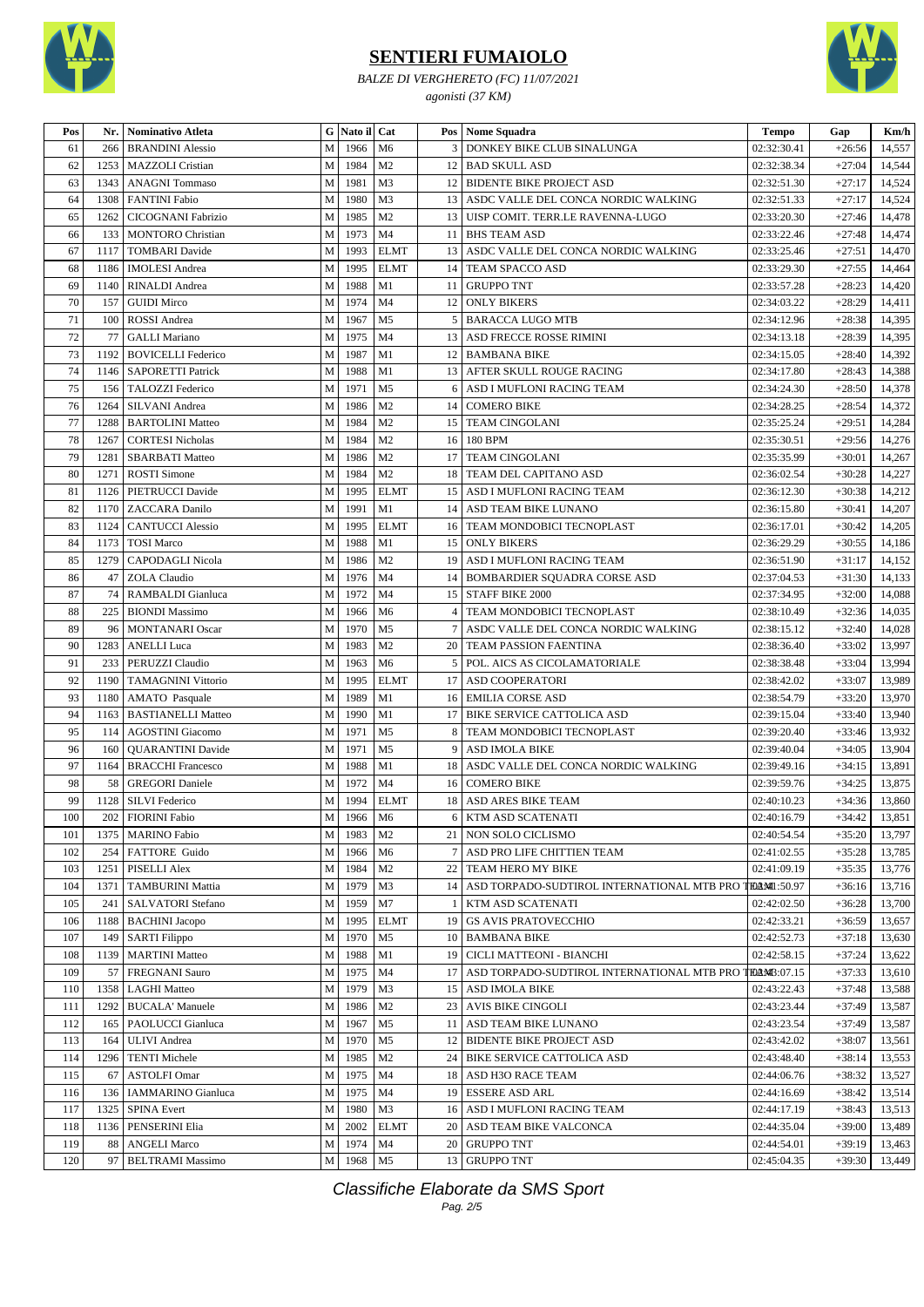# SENTIERI FUMAIOLO

*BALZE DI VERGHERETO (FC) 11/07/2021*

*agonisti (37 KM)*

| Pos | Nr. | Nominativo Atleta | G | Nato il | Cat | Pos | Nome Squadra | Tempo | Gap | Km/h |
|---|---|---|---|---|---|---|---|---|---|---|
| 61 | 266 | BRANDINI Alessio | M | 1966 | M6 | 3 | DONKEY BIKE CLUB SINALUNGA | 02:32:30.41 | +26:56 | 14,557 |
| 62 | 1253 | MAZZOLI Cristian | M | 1984 | M2 | 12 | BAD SKULL ASD | 02:32:38.34 | +27:04 | 14,544 |
| 63 | 1343 | ANAGNI Tommaso | M | 1981 | M3 | 12 | BIDENTE BIKE PROJECT ASD | 02:32:51.30 | +27:17 | 14,524 |
| 64 | 1308 | FANTINI Fabio | M | 1980 | M3 | 13 | ASDC VALLE DEL CONCA NORDIC WALKING | 02:32:51.33 | +27:17 | 14,524 |
| 65 | 1262 | CICOGNANI Fabrizio | M | 1985 | M2 | 13 | UISP COMIT. TERR.LE RAVENNA-LUGO | 02:33:20.30 | +27:46 | 14,478 |
| 66 | 133 | MONTORO Christian | M | 1973 | M4 | 11 | BHS TEAM ASD | 02:33:22.46 | +27:48 | 14,474 |
| 67 | 1117 | TOMBARI Davide | M | 1993 | ELMT | 13 | ASDC VALLE DEL CONCA NORDIC WALKING | 02:33:25.46 | +27:51 | 14,470 |
| 68 | 1186 | IMOLESI Andrea | M | 1995 | ELMT | 14 | TEAM SPACCO ASD | 02:33:29.30 | +27:55 | 14,464 |
| 69 | 1140 | RINALDI Andrea | M | 1988 | M1 | 11 | GRUPPO TNT | 02:33:57.28 | +28:23 | 14,420 |
| 70 | 157 | GUIDI Mirco | M | 1974 | M4 | 12 | ONLY BIKERS | 02:34:03.22 | +28:29 | 14,411 |
| 71 | 100 | ROSSI Andrea | M | 1967 | M5 | 5 | BARACCA LUGO MTB | 02:34:12.96 | +28:38 | 14,395 |
| 72 | 77 | GALLI Mariano | M | 1975 | M4 | 13 | ASD FRECCE ROSSE RIMINI | 02:34:13.18 | +28:39 | 14,395 |
| 73 | 1192 | BOVICELLI Federico | M | 1987 | M1 | 12 | BAMBANA BIKE | 02:34:15.05 | +28:40 | 14,392 |
| 74 | 1146 | SAPORETTI Patrick | M | 1988 | M1 | 13 | AFTER SKULL ROUGE RACING | 02:34:17.80 | +28:43 | 14,388 |
| 75 | 156 | TALOZZI Federico | M | 1971 | M5 | 6 | ASD I MUFLONI RACING TEAM | 02:34:24.30 | +28:50 | 14,378 |
| 76 | 1264 | SILVANI Andrea | M | 1986 | M2 | 14 | COMERO BIKE | 02:34:28.25 | +28:54 | 14,372 |
| 77 | 1288 | BARTOLINI Matteo | M | 1984 | M2 | 15 | TEAM CINGOLANI | 02:35:25.24 | +29:51 | 14,284 |
| 78 | 1267 | CORTESI Nicholas | M | 1984 | M2 | 16 | 180 BPM | 02:35:30.51 | +29:56 | 14,276 |
| 79 | 1281 | SBARBATI Matteo | M | 1986 | M2 | 17 | TEAM CINGOLANI | 02:35:35.99 | +30:01 | 14,267 |
| 80 | 1271 | ROSTI Simone | M | 1984 | M2 | 18 | TEAM DEL CAPITANO ASD | 02:36:02.54 | +30:28 | 14,227 |
| 81 | 1126 | PIETRUCCI Davide | M | 1995 | ELMT | 15 | ASD I MUFLONI RACING TEAM | 02:36:12.30 | +30:38 | 14,212 |
| 82 | 1170 | ZACCARA Danilo | M | 1991 | M1 | 14 | ASD TEAM BIKE LUNANO | 02:36:15.80 | +30:41 | 14,207 |
| 83 | 1124 | CANTUCCI Alessio | M | 1995 | ELMT | 16 | TEAM MONDOBICI TECNOPLAST | 02:36:17.01 | +30:42 | 14,205 |
| 84 | 1173 | TOSI Marco | M | 1988 | M1 | 15 | ONLY BIKERS | 02:36:29.29 | +30:55 | 14,186 |
| 85 | 1279 | CAPODAGLI Nicola | M | 1986 | M2 | 19 | ASD I MUFLONI RACING TEAM | 02:36:51.90 | +31:17 | 14,152 |
| 86 | 47 | ZOLA Claudio | M | 1976 | M4 | 14 | BOMBARDIER SQUADRA CORSE ASD | 02:37:04.53 | +31:30 | 14,133 |
| 87 | 74 | RAMBALDI Gianluca | M | 1972 | M4 | 15 | STAFF BIKE 2000 | 02:37:34.95 | +32:00 | 14,088 |
| 88 | 225 | BIONDI Massimo | M | 1966 | M6 | 4 | TEAM MONDOBICI TECNOPLAST | 02:38:10.49 | +32:36 | 14,035 |
| 89 | 96 | MONTANARI Oscar | M | 1970 | M5 | 7 | ASDC VALLE DEL CONCA NORDIC WALKING | 02:38:15.12 | +32:40 | 14,028 |
| 90 | 1283 | ANELLI Luca | M | 1983 | M2 | 20 | TEAM PASSION FAENTINA | 02:38:36.40 | +33:02 | 13,997 |
| 91 | 233 | PERUZZI Claudio | M | 1963 | M6 | 5 | POL. AICS AS CICLOAMATORIALE | 02:38:38.48 | +33:04 | 13,994 |
| 92 | 1190 | TAMAGNINI Vittorio | M | 1995 | ELMT | 17 | ASD COOPERATORI | 02:38:42.02 | +33:07 | 13,989 |
| 93 | 1180 | AMATO Pasquale | M | 1989 | M1 | 16 | EMILIA CORSE ASD | 02:38:54.79 | +33:20 | 13,970 |
| 94 | 1163 | BASTIANELLI Matteo | M | 1990 | M1 | 17 | BIKE SERVICE CATTOLICA ASD | 02:39:15.04 | +33:40 | 13,940 |
| 95 | 114 | AGOSTINI Giacomo | M | 1971 | M5 | 8 | TEAM MONDOBICI TECNOPLAST | 02:39:20.40 | +33:46 | 13,932 |
| 96 | 160 | QUARANTINI Davide | M | 1971 | M5 | 9 | ASD IMOLA BIKE | 02:39:40.04 | +34:05 | 13,904 |
| 97 | 1164 | BRACCHI Francesco | M | 1988 | M1 | 18 | ASDC VALLE DEL CONCA NORDIC WALKING | 02:39:49.16 | +34:15 | 13,891 |
| 98 | 58 | GREGORI Daniele | M | 1972 | M4 | 16 | COMERO BIKE | 02:39:59.76 | +34:25 | 13,875 |
| 99 | 1128 | SILVI Federico | M | 1994 | ELMT | 18 | ASD ARES BIKE TEAM | 02:40:10.23 | +34:36 | 13,860 |
| 100 | 202 | FIORINI Fabio | M | 1966 | M6 | 6 | KTM ASD SCATENATI | 02:40:16.79 | +34:42 | 13,851 |
| 101 | 1375 | MARINO Fabio | M | 1983 | M2 | 21 | NON SOLO CICLISMO | 02:40:54.54 | +35:20 | 13,797 |
| 102 | 254 | FATTORE Guido | M | 1966 | M6 | 7 | ASD PRO LIFE CHITTIEN TEAM | 02:41:02.55 | +35:28 | 13,785 |
| 103 | 1251 | PISELLI Alex | M | 1984 | M2 | 22 | TEAM HERO MY BIKE | 02:41:09.19 | +35:35 | 13,776 |
| 104 | 1371 | TAMBURINI Mattia | M | 1979 | M3 | 14 | ASD TORPADO-SUDTIROL INTERNATIONAL MTB PRO TEAM | 02:41:50.97 | +36:16 | 13,716 |
| 105 | 241 | SALVATORI Stefano | M | 1959 | M7 | 1 | KTM ASD SCATENATI | 02:42:02.50 | +36:28 | 13,700 |
| 106 | 1188 | BACHINI Jacopo | M | 1995 | ELMT | 19 | GS AVIS PRATOVECCHIO | 02:42:33.21 | +36:59 | 13,657 |
| 107 | 149 | SARTI Filippo | M | 1970 | M5 | 10 | BAMBANA BIKE | 02:42:52.73 | +37:18 | 13,630 |
| 108 | 1139 | MARTINI Matteo | M | 1988 | M1 | 19 | CICLI MATTEONI - BIANCHI | 02:42:58.15 | +37:24 | 13,622 |
| 109 | 57 | FREGNANI Sauro | M | 1975 | M4 | 17 | ASD TORPADO-SUDTIROL INTERNATIONAL MTB PRO TEAM | 02:43:07.15 | +37:33 | 13,610 |
| 110 | 1358 | LAGHI Matteo | M | 1979 | M3 | 15 | ASD IMOLA BIKE | 02:43:22.43 | +37:48 | 13,588 |
| 111 | 1292 | BUCALA' Manuele | M | 1986 | M2 | 23 | AVIS BIKE CINGOLI | 02:43:23.44 | +37:49 | 13,587 |
| 112 | 165 | PAOLUCCI Gianluca | M | 1967 | M5 | 11 | ASD TEAM BIKE LUNANO | 02:43:23.54 | +37:49 | 13,587 |
| 113 | 164 | ULIVI Andrea | M | 1970 | M5 | 12 | BIDENTE BIKE PROJECT ASD | 02:43:42.02 | +38:07 | 13,561 |
| 114 | 1296 | TENTI Michele | M | 1985 | M2 | 24 | BIKE SERVICE CATTOLICA ASD | 02:43:48.40 | +38:14 | 13,553 |
| 115 | 67 | ASTOLFI Omar | M | 1975 | M4 | 18 | ASD H3O RACE TEAM | 02:44:06.76 | +38:32 | 13,527 |
| 116 | 136 | IAMMARINO Gianluca | M | 1975 | M4 | 19 | ESSERE ASD ARL | 02:44:16.69 | +38:42 | 13,514 |
| 117 | 1325 | SPINA Evert | M | 1980 | M3 | 16 | ASD I MUFLONI RACING TEAM | 02:44:17.19 | +38:43 | 13,513 |
| 118 | 1136 | PENSERINI Elia | M | 2002 | ELMT | 20 | ASD TEAM BIKE VALCONCA | 02:44:35.04 | +39:00 | 13,489 |
| 119 | 88 | ANGELI Marco | M | 1974 | M4 | 20 | GRUPPO TNT | 02:44:54.01 | +39:19 | 13,463 |
| 120 | 97 | BELTRAMI Massimo | M | 1968 | M5 | 13 | GRUPPO TNT | 02:45:04.35 | +39:30 | 13,449 |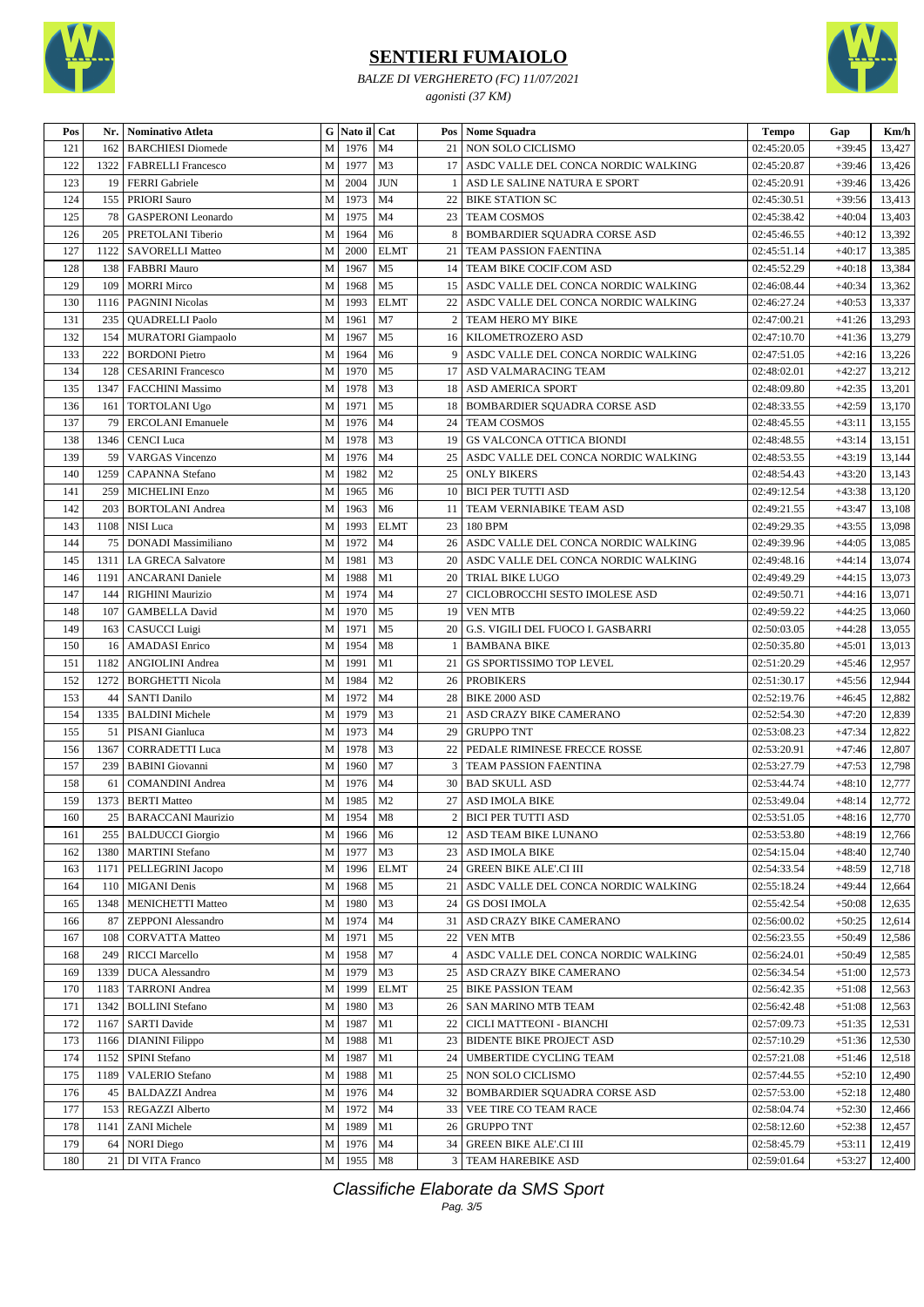# SENTIERI FUMAIOLO

*BALZE DI VERGHERETO (FC) 11/07/2021*

*agonisti (37 KM)*

| Pos | Nr. | Nominativo Atleta | G | Nato il | Cat | Pos | Nome Squadra | Tempo | Gap | Km/h |
|---|---|---|---|---|---|---|---|---|---|---|
| 121 | 162 | BARCHIESI Diomede | M | 1976 | M4 | 21 | NON SOLO CICLISMO | 02:45:20.05 | +39:45 | 13,427 |
| 122 | 1322 | FABRELLI Francesco | M | 1977 | M3 | 17 | ASDC VALLE DEL CONCA NORDIC WALKING | 02:45:20.87 | +39:46 | 13,426 |
| 123 | 19 | FERRI Gabriele | M | 2004 | JUN | 1 | ASD LE SALINE NATURA E SPORT | 02:45:20.91 | +39:46 | 13,426 |
| 124 | 155 | PRIORI Sauro | M | 1973 | M4 | 22 | BIKE STATION SC | 02:45:30.51 | +39:56 | 13,413 |
| 125 | 78 | GASPERONI Leonardo | M | 1975 | M4 | 23 | TEAM COSMOS | 02:45:38.42 | +40:04 | 13,403 |
| 126 | 205 | PRETOLANI Tiberio | M | 1964 | M6 | 8 | BOMBARDIER SQUADRA CORSE ASD | 02:45:46.55 | +40:12 | 13,392 |
| 127 | 1122 | SAVORELLI Matteo | M | 2000 | ELMT | 21 | TEAM PASSION FAENTINA | 02:45:51.14 | +40:17 | 13,385 |
| 128 | 138 | FABBRI Mauro | M | 1967 | M5 | 14 | TEAM BIKE COCIF.COM ASD | 02:45:52.29 | +40:18 | 13,384 |
| 129 | 109 | MORRI Mirco | M | 1968 | M5 | 15 | ASDC VALLE DEL CONCA NORDIC WALKING | 02:46:08.44 | +40:34 | 13,362 |
| 130 | 1116 | PAGNINI Nicolas | M | 1993 | ELMT | 22 | ASDC VALLE DEL CONCA NORDIC WALKING | 02:46:27.24 | +40:53 | 13,337 |
| 131 | 235 | QUADRELLI Paolo | M | 1961 | M7 | 2 | TEAM HERO MY BIKE | 02:47:00.21 | +41:26 | 13,293 |
| 132 | 154 | MURATORI Giampaolo | M | 1967 | M5 | 16 | KILOMETROZERO ASD | 02:47:10.70 | +41:36 | 13,279 |
| 133 | 222 | BORDONI Pietro | M | 1964 | M6 | 9 | ASDC VALLE DEL CONCA NORDIC WALKING | 02:47:51.05 | +42:16 | 13,226 |
| 134 | 128 | CESARINI Francesco | M | 1970 | M5 | 17 | ASD VALMARACING TEAM | 02:48:02.01 | +42:27 | 13,212 |
| 135 | 1347 | FACCHIN Massimo | M | 1978 | M3 | 18 | ASD AMERICA SPORT | 02:48:09.80 | +42:35 | 13,201 |
| 136 | 161 | TORTOLANI Ugo | M | 1971 | M5 | 18 | BOMBARDIER SQUADRA CORSE ASD | 02:48:33.55 | +42:59 | 13,170 |
| 137 | 79 | ERCOLANI Emanuele | M | 1976 | M4 | 24 | TEAM COSMOS | 02:48:45.55 | +43:11 | 13,155 |
| 138 | 1346 | CENCI Luca | M | 1978 | M3 | 19 | GS VALCONCA OTTICA BIONDI | 02:48:48.55 | +43:14 | 13,151 |
| 139 | 59 | VARGAS Vincenzo | M | 1976 | M4 | 25 | ASDC VALLE DEL CONCA NORDIC WALKING | 02:48:53.55 | +43:19 | 13,144 |
| 140 | 1259 | CAPANNA Stefano | M | 1982 | M2 | 25 | ONLY BIKERS | 02:48:54.43 | +43:20 | 13,143 |
| 141 | 259 | MICHELINI Enzo | M | 1965 | M6 | 10 | BICI PER TUTTI ASD | 02:49:12.54 | +43:38 | 13,120 |
| 142 | 203 | BORTOLANI Andrea | M | 1963 | M6 | 11 | TEAM VERNIABIKE TEAM ASD | 02:49:21.55 | +43:47 | 13,108 |
| 143 | 1108 | NISI Luca | M | 1993 | ELMT | 23 | 180 BPM | 02:49:29.35 | +43:55 | 13,098 |
| 144 | 75 | DONADI Massimiliano | M | 1972 | M4 | 26 | ASDC VALLE DEL CONCA NORDIC WALKING | 02:49:39.96 | +44:05 | 13,085 |
| 145 | 1311 | LA GRECA Salvatore | M | 1981 | M3 | 20 | ASDC VALLE DEL CONCA NORDIC WALKING | 02:49:48.16 | +44:14 | 13,074 |
| 146 | 1191 | ANCARANI Daniele | M | 1988 | M1 | 20 | TRIAL BIKE LUGO | 02:49:49.29 | +44:15 | 13,073 |
| 147 | 144 | RIGHINI Maurizio | M | 1974 | M4 | 27 | CICLOBROCCHI SESTO IMOLESE ASD | 02:49:50.71 | +44:16 | 13,071 |
| 148 | 107 | GAMBELLA David | M | 1970 | M5 | 19 | VEN MTB | 02:49:59.22 | +44:25 | 13,060 |
| 149 | 163 | CASUCCI Luigi | M | 1971 | M5 | 20 | G.S. VIGILI DEL FUOCO I. GASBARRI | 02:50:03.05 | +44:28 | 13,055 |
| 150 | 16 | AMADASI Enrico | M | 1954 | M8 | 1 | BAMBANA BIKE | 02:50:35.80 | +45:01 | 13,013 |
| 151 | 1182 | ANGIOLINI Andrea | M | 1991 | M1 | 21 | GS SPORTISSIMO TOP LEVEL | 02:51:20.29 | +45:46 | 12,957 |
| 152 | 1272 | BORGHETTI Nicola | M | 1984 | M2 | 26 | PROBIKERS | 02:51:30.17 | +45:56 | 12,944 |
| 153 | 44 | SANTI Danilo | M | 1972 | M4 | 28 | BIKE 2000 ASD | 02:52:19.76 | +46:45 | 12,882 |
| 154 | 1335 | BALDINI Michele | M | 1979 | M3 | 21 | ASD CRAZY BIKE CAMERANO | 02:52:54.30 | +47:20 | 12,839 |
| 155 | 51 | PISANI Gianluca | M | 1973 | M4 | 29 | GRUPPO TNT | 02:53:08.23 | +47:34 | 12,822 |
| 156 | 1367 | CORRADETTI Luca | M | 1978 | M3 | 22 | PEDALE RIMINESE FRECCE ROSSE | 02:53:20.91 | +47:46 | 12,807 |
| 157 | 239 | BABINI Giovanni | M | 1960 | M7 | 3 | TEAM PASSION FAENTINA | 02:53:27.79 | +47:53 | 12,798 |
| 158 | 61 | COMANDINI Andrea | M | 1976 | M4 | 30 | BAD SKULL ASD | 02:53:44.74 | +48:10 | 12,777 |
| 159 | 1373 | BERTI Matteo | M | 1985 | M2 | 27 | ASD IMOLA BIKE | 02:53:49.04 | +48:14 | 12,772 |
| 160 | 25 | BARACCANI Maurizio | M | 1954 | M8 | 2 | BICI PER TUTTI ASD | 02:53:51.05 | +48:16 | 12,770 |
| 161 | 255 | BALDUCCI Giorgio | M | 1966 | M6 | 12 | ASD TEAM BIKE LUNANO | 02:53:53.80 | +48:19 | 12,766 |
| 162 | 1380 | MARTINI Stefano | M | 1977 | M3 | 23 | ASD IMOLA BIKE | 02:54:15.04 | +48:40 | 12,740 |
| 163 | 1171 | PELLEGRINI Jacopo | M | 1996 | ELMT | 24 | GREEN BIKE ALE'.CI III | 02:54:33.54 | +48:59 | 12,718 |
| 164 | 110 | MIGANI Denis | M | 1968 | M5 | 21 | ASDC VALLE DEL CONCA NORDIC WALKING | 02:55:18.24 | +49:44 | 12,664 |
| 165 | 1348 | MENICHETTI Matteo | M | 1980 | M3 | 24 | GS DOSI IMOLA | 02:55:42.54 | +50:08 | 12,635 |
| 166 | 87 | ZEPPONI Alessandro | M | 1974 | M4 | 31 | ASD CRAZY BIKE CAMERANO | 02:56:00.02 | +50:25 | 12,614 |
| 167 | 108 | CORVATTA Matteo | M | 1971 | M5 | 22 | VEN MTB | 02:56:23.55 | +50:49 | 12,586 |
| 168 | 249 | RICCI Marcello | M | 1958 | M7 | 4 | ASDC VALLE DEL CONCA NORDIC WALKING | 02:56:24.01 | +50:49 | 12,585 |
| 169 | 1339 | DUCA Alessandro | M | 1979 | M3 | 25 | ASD CRAZY BIKE CAMERANO | 02:56:34.54 | +51:00 | 12,573 |
| 170 | 1183 | TARRONI Andrea | M | 1999 | ELMT | 25 | BIKE PASSION TEAM | 02:56:42.35 | +51:08 | 12,563 |
| 171 | 1342 | BOLLINI Stefano | M | 1980 | M3 | 26 | SAN MARINO MTB TEAM | 02:56:42.48 | +51:08 | 12,563 |
| 172 | 1167 | SARTI Davide | M | 1987 | M1 | 22 | CICLI MATTEONI - BIANCHI | 02:57:09.73 | +51:35 | 12,531 |
| 173 | 1166 | DIANINI Filippo | M | 1988 | M1 | 23 | BIDENTE BIKE PROJECT ASD | 02:57:10.29 | +51:36 | 12,530 |
| 174 | 1152 | SPINI Stefano | M | 1987 | M1 | 24 | UMBERTIDE CYCLING TEAM | 02:57:21.08 | +51:46 | 12,518 |
| 175 | 1189 | VALERIO Stefano | M | 1988 | M1 | 25 | NON SOLO CICLISMO | 02:57:44.55 | +52:10 | 12,490 |
| 176 | 45 | BALDAZZI Andrea | M | 1976 | M4 | 32 | BOMBARDIER SQUADRA CORSE ASD | 02:57:53.00 | +52:18 | 12,480 |
| 177 | 153 | REGAZZI Alberto | M | 1972 | M4 | 33 | VEE TIRE CO TEAM RACE | 02:58:04.74 | +52:30 | 12,466 |
| 178 | 1141 | ZANI Michele | M | 1989 | M1 | 26 | GRUPPO TNT | 02:58:12.60 | +52:38 | 12,457 |
| 179 | 64 | NORI Diego | M | 1976 | M4 | 34 | GREEN BIKE ALE'.CI III | 02:58:45.79 | +53:11 | 12,419 |
| 180 | 21 | DI VITA Franco | M | 1955 | M8 | 3 | TEAM HAREBIKE ASD | 02:59:01.64 | +53:27 | 12,400 |

*Classifiche Elaborate da SMS Sport*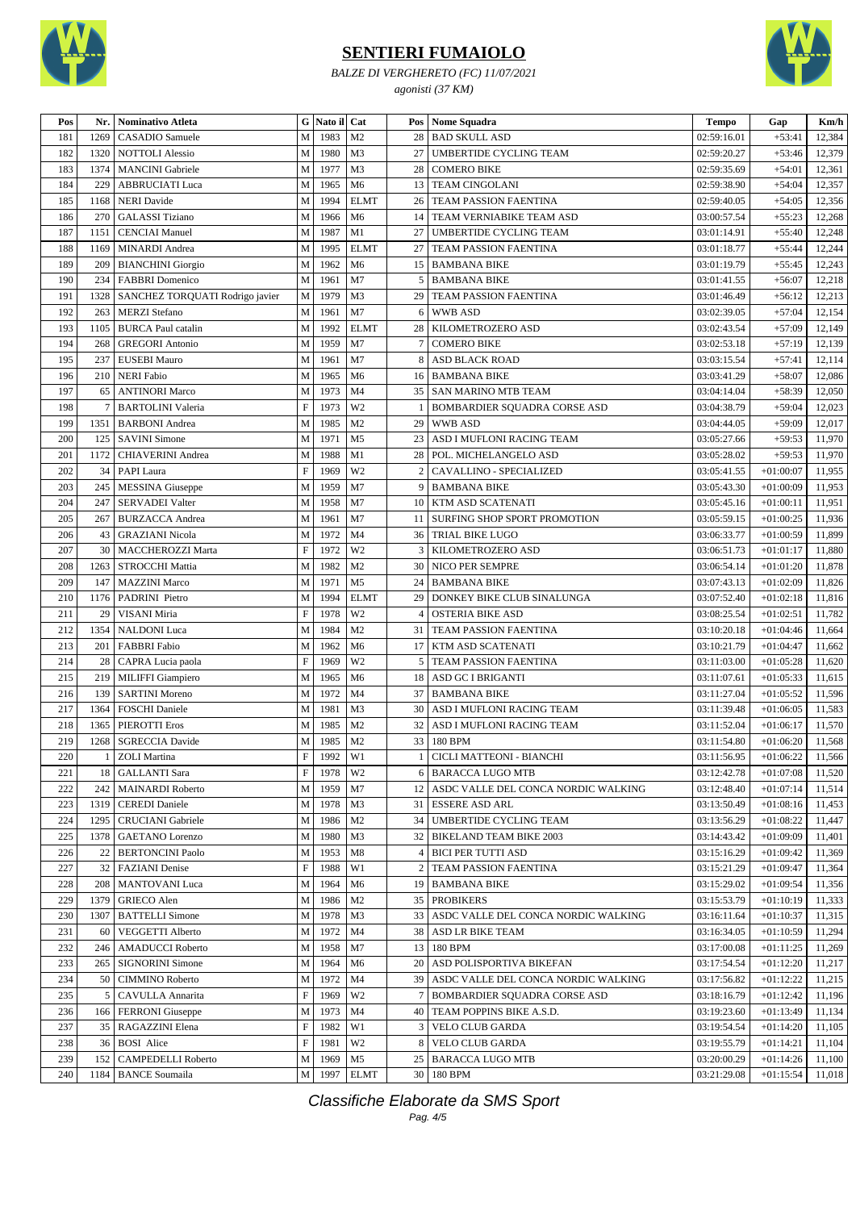# SENTIERI FUMAIOLO

*BALZE DI VERGHERETO (FC) 11/07/2021*

*agonisti (37 KM)*

| Pos | Nr. | Nominativo Atleta | G | Nato il | Cat | Pos | Nome Squadra | Tempo | Gap | Km/h |
|---|---|---|---|---|---|---|---|---|---|---|
| 181 | 1269 | CASADIO Samuele | M | 1983 | M2 | 28 | BAD SKULL ASD | 02:59:16.01 | +53:41 | 12,384 |
| 182 | 1320 | NOTTOLI Alessio | M | 1980 | M3 | 27 | UMBERTIDE CYCLING TEAM | 02:59:20.27 | +53:46 | 12,379 |
| 183 | 1374 | MANCINI Gabriele | M | 1977 | M3 | 28 | COMERO BIKE | 02:59:35.69 | +54:01 | 12,361 |
| 184 | 229 | ABBRUCIATI Luca | M | 1965 | M6 | 13 | TEAM CINGOLANI | 02:59:38.90 | +54:04 | 12,357 |
| 185 | 1168 | NERI Davide | M | 1994 | ELMT | 26 | TEAM PASSION FAENTINA | 02:59:40.05 | +54:05 | 12,356 |
| 186 | 270 | GALASSI Tiziano | M | 1966 | M6 | 14 | TEAM VERNIABIKE TEAM ASD | 03:00:57.54 | +55:23 | 12,268 |
| 187 | 1151 | CENCIAI Manuel | M | 1987 | M1 | 27 | UMBERTIDE CYCLING TEAM | 03:01:14.91 | +55:40 | 12,248 |
| 188 | 1169 | MINARDI Andrea | M | 1995 | ELMT | 27 | TEAM PASSION FAENTINA | 03:01:18.77 | +55:44 | 12,244 |
| 189 | 209 | BIANCHINI Giorgio | M | 1962 | M6 | 15 | BAMBANA BIKE | 03:01:19.79 | +55:45 | 12,243 |
| 190 | 234 | FABBRI Domenico | M | 1961 | M7 | 5 | BAMBANA BIKE | 03:01:41.55 | +56:07 | 12,218 |
| 191 | 1328 | SANCHEZ TORQUATI Rodrigo javier | M | 1979 | M3 | 29 | TEAM PASSION FAENTINA | 03:01:46.49 | +56:12 | 12,213 |
| 192 | 263 | MERZI Stefano | M | 1961 | M7 | 6 | WWB ASD | 03:02:39.05 | +57:04 | 12,154 |
| 193 | 1105 | BURCA Paul catalin | M | 1992 | ELMT | 28 | KILOMETROZERO ASD | 03:02:43.54 | +57:09 | 12,149 |
| 194 | 268 | GREGORI Antonio | M | 1959 | M7 | 7 | COMERO BIKE | 03:02:53.18 | +57:19 | 12,139 |
| 195 | 237 | EUSEBI Mauro | M | 1961 | M7 | 8 | ASD BLACK ROAD | 03:03:15.54 | +57:41 | 12,114 |
| 196 | 210 | NERI Fabio | M | 1965 | M6 | 16 | BAMBANA BIKE | 03:03:41.29 | +58:07 | 12,086 |
| 197 | 65 | ANTINORI Marco | M | 1973 | M4 | 35 | SAN MARINO MTB TEAM | 03:04:14.04 | +58:39 | 12,050 |
| 198 | 7 | BARTOLINI Valeria | F | 1973 | W2 | 1 | BOMBARDIER SQUADRA CORSE ASD | 03:04:38.79 | +59:04 | 12,023 |
| 199 | 1351 | BARBONI Andrea | M | 1985 | M2 | 29 | WWB ASD | 03:04:44.05 | +59:09 | 12,017 |
| 200 | 125 | SAVINI Simone | M | 1971 | M5 | 23 | ASD I MUFLONI RACING TEAM | 03:05:27.66 | +59:53 | 11,970 |
| 201 | 1172 | CHIAVERINI Andrea | M | 1988 | M1 | 28 | POL. MICHELANGELO ASD | 03:05:28.02 | +59:53 | 11,970 |
| 202 | 34 | PAPI Laura | F | 1969 | W2 | 2 | CAVALLINO - SPECIALIZED | 03:05:41.55 | +01:00:07 | 11,955 |
| 203 | 245 | MESSINA Giuseppe | M | 1959 | M7 | 9 | BAMBANA BIKE | 03:05:43.30 | +01:00:09 | 11,953 |
| 204 | 247 | SERVADEI Valter | M | 1958 | M7 | 10 | KTM ASD SCATENATI | 03:05:45.16 | +01:00:11 | 11,951 |
| 205 | 267 | BURZACCA Andrea | M | 1961 | M7 | 11 | SURFING SHOP SPORT PROMOTION | 03:05:59.15 | +01:00:25 | 11,936 |
| 206 | 43 | GRAZIANI Nicola | M | 1972 | M4 | 36 | TRIAL BIKE LUGO | 03:06:33.77 | +01:00:59 | 11,899 |
| 207 | 30 | MACCHEROZZI Marta | F | 1972 | W2 | 3 | KILOMETROZERO ASD | 03:06:51.73 | +01:01:17 | 11,880 |
| 208 | 1263 | STROCCHI Mattia | M | 1982 | M2 | 30 | NICO PER SEMPRE | 03:06:54.14 | +01:01:20 | 11,878 |
| 209 | 147 | MAZZINI Marco | M | 1971 | M5 | 24 | BAMBANA BIKE | 03:07:43.13 | +01:02:09 | 11,826 |
| 210 | 1176 | PADRINI Pietro | M | 1994 | ELMT | 29 | DONKEY BIKE CLUB SINALUNGA | 03:07:52.40 | +01:02:18 | 11,816 |
| 211 | 29 | VISANI Miria | F | 1978 | W2 | 4 | OSTERIA BIKE ASD | 03:08:25.54 | +01:02:51 | 11,782 |
| 212 | 1354 | NALDONI Luca | M | 1984 | M2 | 31 | TEAM PASSION FAENTINA | 03:10:20.18 | +01:04:46 | 11,664 |
| 213 | 201 | FABBRI Fabio | M | 1962 | M6 | 17 | KTM ASD SCATENATI | 03:10:21.79 | +01:04:47 | 11,662 |
| 214 | 28 | CAPRA Lucia paola | F | 1969 | W2 | 5 | TEAM PASSION FAENTINA | 03:11:03.00 | +01:05:28 | 11,620 |
| 215 | 219 | MILIFFI Giampiero | M | 1965 | M6 | 18 | ASD GC I BRIGANTI | 03:11:07.61 | +01:05:33 | 11,615 |
| 216 | 139 | SARTINI Moreno | M | 1972 | M4 | 37 | BAMBANA BIKE | 03:11:27.04 | +01:05:52 | 11,596 |
| 217 | 1364 | FOSCHI Daniele | M | 1981 | M3 | 30 | ASD I MUFLONI RACING TEAM | 03:11:39.48 | +01:06:05 | 11,583 |
| 218 | 1365 | PIEROTTI Eros | M | 1985 | M2 | 32 | ASD I MUFLONI RACING TEAM | 03:11:52.04 | +01:06:17 | 11,570 |
| 219 | 1268 | SGRECCIA Davide | M | 1985 | M2 | 33 | 180 BPM | 03:11:54.80 | +01:06:20 | 11,568 |
| 220 | 1 | ZOLI Martina | F | 1992 | W1 | 1 | CICLI MATTEONI - BIANCHI | 03:11:56.95 | +01:06:22 | 11,566 |
| 221 | 18 | GALLANTI Sara | F | 1978 | W2 | 6 | BARACCA LUGO MTB | 03:12:42.78 | +01:07:08 | 11,520 |
| 222 | 242 | MAINARDI Roberto | M | 1959 | M7 | 12 | ASDC VALLE DEL CONCA NORDIC WALKING | 03:12:48.40 | +01:07:14 | 11,514 |
| 223 | 1319 | CEREDI Daniele | M | 1978 | M3 | 31 | ESSERE ASD ARL | 03:13:50.49 | +01:08:16 | 11,453 |
| 224 | 1295 | CRUCIANI Gabriele | M | 1986 | M2 | 34 | UMBERTIDE CYCLING TEAM | 03:13:56.29 | +01:08:22 | 11,447 |
| 225 | 1378 | GAETANO Lorenzo | M | 1980 | M3 | 32 | BIKELAND TEAM BIKE 2003 | 03:14:43.42 | +01:09:09 | 11,401 |
| 226 | 22 | BERTONCINI Paolo | M | 1953 | M8 | 4 | BICI PER TUTTI ASD | 03:15:16.29 | +01:09:42 | 11,369 |
| 227 | 32 | FAZIANI Denise | F | 1988 | W1 | 2 | TEAM PASSION FAENTINA | 03:15:21.29 | +01:09:47 | 11,364 |
| 228 | 208 | MANTOVANI Luca | M | 1964 | M6 | 19 | BAMBANA BIKE | 03:15:29.02 | +01:09:54 | 11,356 |
| 229 | 1379 | GRIECO Alen | M | 1986 | M2 | 35 | PROBIKERS | 03:15:53.79 | +01:10:19 | 11,333 |
| 230 | 1307 | BATTELLI Simone | M | 1978 | M3 | 33 | ASDC VALLE DEL CONCA NORDIC WALKING | 03:16:11.64 | +01:10:37 | 11,315 |
| 231 | 60 | VEGGETTI Alberto | M | 1972 | M4 | 38 | ASD LR BIKE TEAM | 03:16:34.05 | +01:10:59 | 11,294 |
| 232 | 246 | AMADUCCI Roberto | M | 1958 | M7 | 13 | 180 BPM | 03:17:00.08 | +01:11:25 | 11,269 |
| 233 | 265 | SIGNORINI Simone | M | 1964 | M6 | 20 | ASD POLISPORTIVA BIKEFAN | 03:17:54.54 | +01:12:20 | 11,217 |
| 234 | 50 | CIMMINO Roberto | M | 1972 | M4 | 39 | ASDC VALLE DEL CONCA NORDIC WALKING | 03:17:56.82 | +01:12:22 | 11,215 |
| 235 | 5 | CAVULLA Annarita | F | 1969 | W2 | 7 | BOMBARDIER SQUADRA CORSE ASD | 03:18:16.79 | +01:12:42 | 11,196 |
| 236 | 166 | FERRONI Giuseppe | M | 1973 | M4 | 40 | TEAM POPPINS BIKE A.S.D. | 03:19:23.60 | +01:13:49 | 11,134 |
| 237 | 35 | RAGAZZINI Elena | F | 1982 | W1 | 3 | VELO CLUB GARDA | 03:19:54.54 | +01:14:20 | 11,105 |
| 238 | 36 | BOSI Alice | F | 1981 | W2 | 8 | VELO CLUB GARDA | 03:19:55.79 | +01:14:21 | 11,104 |
| 239 | 152 | CAMPEDELLI Roberto | M | 1969 | M5 | 25 | BARACCA LUGO MTB | 03:20:00.29 | +01:14:26 | 11,100 |
| 240 | 1184 | BANCE Soumaila | M | 1997 | ELMT | 30 | 180 BPM | 03:21:29.08 | +01:15:54 | 11,018 |

*Classifiche Elaborate da SMS Sport*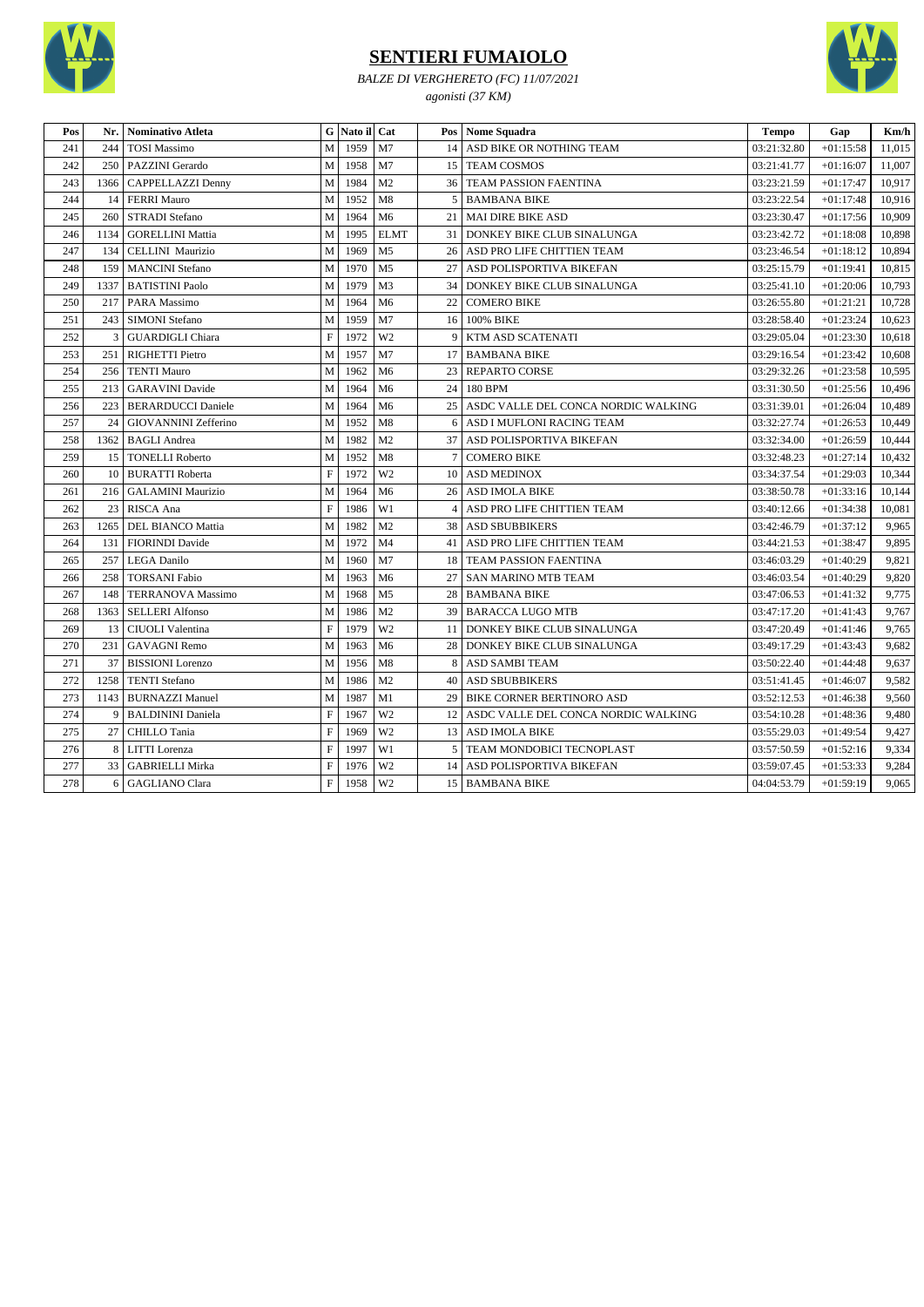# SENTIERI FUMAIOLO

*BALZE DI VERGHERETO (FC) 11/07/2021*

*agonisti (37 KM)*

| Pos | Nr. | Nominativo Atleta | G | Nato il | Cat | Pos | Nome Squadra | Tempo | Gap | Km/h |
|---|---|---|---|---|---|---|---|---|---|---|
| 241 | 244 | TOSI Massimo | M | 1959 | M7 | 14 | ASD BIKE OR NOTHING TEAM | 03:21:32.80 | +01:15:58 | 11,015 |
| 242 | 250 | PAZZINI Gerardo | M | 1958 | M7 | 15 | TEAM COSMOS | 03:21:41.77 | +01:16:07 | 11,007 |
| 243 | 1366 | CAPPELLAZZI Denny | M | 1984 | M2 | 36 | TEAM PASSION FAENTINA | 03:23:21.59 | +01:17:47 | 10,917 |
| 244 | 14 | FERRI Mauro | M | 1952 | M8 | 5 | BAMBANA BIKE | 03:23:22.54 | +01:17:48 | 10,916 |
| 245 | 260 | STRADI Stefano | M | 1964 | M6 | 21 | MAI DIRE BIKE ASD | 03:23:30.47 | +01:17:56 | 10,909 |
| 246 | 1134 | GORELLINI Mattia | M | 1995 | ELMT | 31 | DONKEY BIKE CLUB SINALUNGA | 03:23:42.72 | +01:18:08 | 10,898 |
| 247 | 134 | CELLINI Maurizio | M | 1969 | M5 | 26 | ASD PRO LIFE CHITTIEN TEAM | 03:23:46.54 | +01:18:12 | 10,894 |
| 248 | 159 | MANCINI Stefano | M | 1970 | M5 | 27 | ASD POLISPORTIVA BIKEFAN | 03:25:15.79 | +01:19:41 | 10,815 |
| 249 | 1337 | BATISTINI Paolo | M | 1979 | M3 | 34 | DONKEY BIKE CLUB SINALUNGA | 03:25:41.10 | +01:20:06 | 10,793 |
| 250 | 217 | PARA Massimo | M | 1964 | M6 | 22 | COMERO BIKE | 03:26:55.80 | +01:21:21 | 10,728 |
| 251 | 243 | SIMONI Stefano | M | 1959 | M7 | 16 | 100% BIKE | 03:28:58.40 | +01:23:24 | 10,623 |
| 252 | 3 | GUARDIGLI Chiara | F | 1972 | W2 | 9 | KTM ASD SCATENATI | 03:29:05.04 | +01:23:30 | 10,618 |
| 253 | 251 | RIGHETTI Pietro | M | 1957 | M7 | 17 | BAMBANA BIKE | 03:29:16.54 | +01:23:42 | 10,608 |
| 254 | 256 | TENTI Mauro | M | 1962 | M6 | 23 | REPARTO CORSE | 03:29:32.26 | +01:23:58 | 10,595 |
| 255 | 213 | GARAVINI Davide | M | 1964 | M6 | 24 | 180 BPM | 03:31:30.50 | +01:25:56 | 10,496 |
| 256 | 223 | BERARDUCCI Daniele | M | 1964 | M6 | 25 | ASDC VALLE DEL CONCA NORDIC WALKING | 03:31:39.01 | +01:26:04 | 10,489 |
| 257 | 24 | GIOVANNINI Zefferino | M | 1952 | M8 | 6 | ASD I MUFLONI RACING TEAM | 03:32:27.74 | +01:26:53 | 10,449 |
| 258 | 1362 | BAGLI Andrea | M | 1982 | M2 | 37 | ASD POLISPORTIVA BIKEFAN | 03:32:34.00 | +01:26:59 | 10,444 |
| 259 | 15 | TONELLI Roberto | M | 1952 | M8 | 7 | COMERO BIKE | 03:32:48.23 | +01:27:14 | 10,432 |
| 260 | 10 | BURATTI Roberta | F | 1972 | W2 | 10 | ASD MEDINOX | 03:34:37.54 | +01:29:03 | 10,344 |
| 261 | 216 | GALAMINI Maurizio | M | 1964 | M6 | 26 | ASD IMOLA BIKE | 03:38:50.78 | +01:33:16 | 10,144 |
| 262 | 23 | RISCA Ana | F | 1986 | W1 | 4 | ASD PRO LIFE CHITTIEN TEAM | 03:40:12.66 | +01:34:38 | 10,081 |
| 263 | 1265 | DEL BIANCO Mattia | M | 1982 | M2 | 38 | ASD SBUBBIKERS | 03:42:46.79 | +01:37:12 | 9,965 |
| 264 | 131 | FIORINDI Davide | M | 1972 | M4 | 41 | ASD PRO LIFE CHITTIEN TEAM | 03:44:21.53 | +01:38:47 | 9,895 |
| 265 | 257 | LEGA Danilo | M | 1960 | M7 | 18 | TEAM PASSION FAENTINA | 03:46:03.29 | +01:40:29 | 9,821 |
| 266 | 258 | TORSANI Fabio | M | 1963 | M6 | 27 | SAN MARINO MTB TEAM | 03:46:03.54 | +01:40:29 | 9,820 |
| 267 | 148 | TERRANOVA Massimo | M | 1968 | M5 | 28 | BAMBANA BIKE | 03:47:06.53 | +01:41:32 | 9,775 |
| 268 | 1363 | SELLERI Alfonso | M | 1986 | M2 | 39 | BARACCA LUGO MTB | 03:47:17.20 | +01:41:43 | 9,767 |
| 269 | 13 | CIUOLI Valentina | F | 1979 | W2 | 11 | DONKEY BIKE CLUB SINALUNGA | 03:47:20.49 | +01:41:46 | 9,765 |
| 270 | 231 | GAVAGNI Remo | M | 1963 | M6 | 28 | DONKEY BIKE CLUB SINALUNGA | 03:49:17.29 | +01:43:43 | 9,682 |
| 271 | 37 | BISSIONI Lorenzo | M | 1956 | M8 | 8 | ASD SAMBI TEAM | 03:50:22.40 | +01:44:48 | 9,637 |
| 272 | 1258 | TENTI Stefano | M | 1986 | M2 | 40 | ASD SBUBBIKERS | 03:51:41.45 | +01:46:07 | 9,582 |
| 273 | 1143 | BURNAZZI Manuel | M | 1987 | M1 | 29 | BIKE CORNER BERTINORO ASD | 03:52:12.53 | +01:46:38 | 9,560 |
| 274 | 9 | BALDININI Daniela | F | 1967 | W2 | 12 | ASDC VALLE DEL CONCA NORDIC WALKING | 03:54:10.28 | +01:48:36 | 9,480 |
| 275 | 27 | CHILLO Tania | F | 1969 | W2 | 13 | ASD IMOLA BIKE | 03:55:29.03 | +01:49:54 | 9,427 |
| 276 | 8 | LITTI Lorenza | F | 1997 | W1 | 5 | TEAM MONDOBICI TECNOPLAST | 03:57:50.59 | +01:52:16 | 9,334 |
| 277 | 33 | GABRIELLI Mirka | F | 1976 | W2 | 14 | ASD POLISPORTIVA BIKEFAN | 03:59:07.45 | +01:53:33 | 9,284 |
| 278 | 6 | GAGLIANO Clara | F | 1958 | W2 | 15 | BAMBANA BIKE | 04:04:53.79 | +01:59:19 | 9,065 |